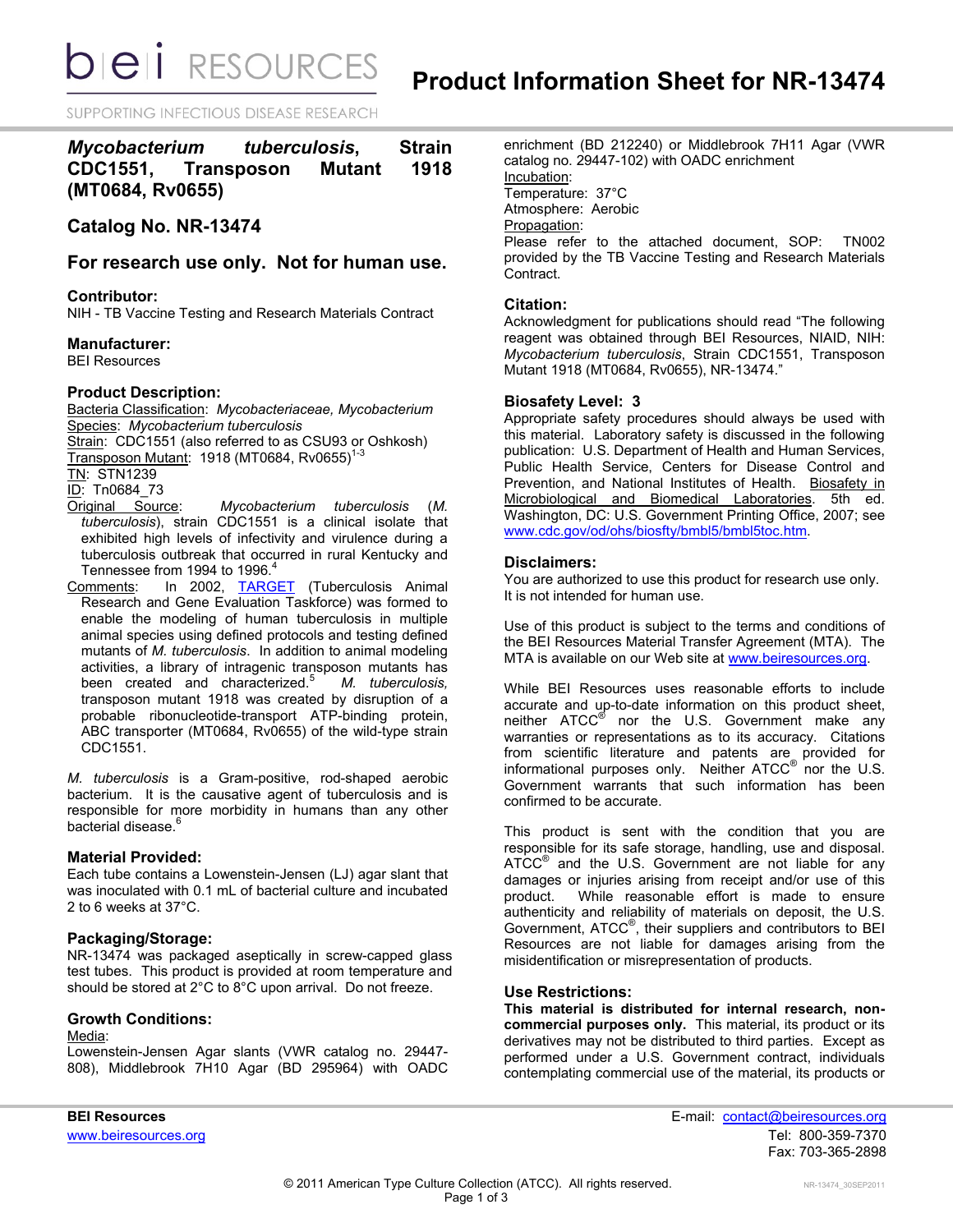# Product Information Sheet for NR-13474

## *Mycobacterium tuberculosis*, Strain CDC1551, Transposon Mutant 1918 (MT0684, Rv0655)

## Catalog No. NR-13474

## For research use only. Not for human use.

### Contributor:

NIH - TB Vaccine Testing and Research Materials Contract

### Manufacturer:

BEI Resources

### Product Description:

Bacteria Classification: *Mycobacteriaceae, Mycobacterium*
Species: *Mycobacterium tuberculosis*
Strain: CDC1551 (also referred to as CSU93 or Oshkosh)
Transposon Mutant: 1918 (MT0684, Rv0655)[1-3]
TN: STN1239
ID: Tn0684_73
Original Source: *Mycobacterium tuberculosis* (*M. tuberculosis*), strain CDC1551 is a clinical isolate that exhibited high levels of infectivity and virulence during a tuberculosis outbreak that occurred in rural Kentucky and Tennessee from 1994 to 1996.[4]
Comments: In 2002, TARGET (Tuberculosis Animal Research and Gene Evaluation Taskforce) was formed to enable the modeling of human tuberculosis in multiple animal species using defined protocols and testing defined mutants of *M. tuberculosis*. In addition to animal modeling activities, a library of intragenic transposon mutants has been created and characterized.[5] *M. tuberculosis,* transposon mutant 1918 was created by disruption of a probable ribonucleotide-transport ATP-binding protein, ABC transporter (MT0684, Rv0655) of the wild-type strain CDC1551.

*M. tuberculosis* is a Gram-positive, rod-shaped aerobic bacterium. It is the causative agent of tuberculosis and is responsible for more morbidity in humans than any other bacterial disease.[6]

### Material Provided:

Each tube contains a Lowenstein-Jensen (LJ) agar slant that was inoculated with 0.1 mL of bacterial culture and incubated 2 to 6 weeks at 37°C.

### Packaging/Storage:

NR-13474 was packaged aseptically in screw-capped glass test tubes. This product is provided at room temperature and should be stored at 2°C to 8°C upon arrival. Do not freeze.

### Growth Conditions:

Media:
Lowenstein-Jensen Agar slants (VWR catalog no. 29447-808), Middlebrook 7H10 Agar (BD 295964) with OADC enrichment (BD 212240) or Middlebrook 7H11 Agar (VWR catalog no. 29447-102) with OADC enrichment
Incubation:
Temperature: 37°C
Atmosphere: Aerobic
Propagation:
Please refer to the attached document, SOP: TN002 provided by the TB Vaccine Testing and Research Materials Contract.

### Citation:

Acknowledgment for publications should read "The following reagent was obtained through BEI Resources, NIAID, NIH: *Mycobacterium tuberculosis*, Strain CDC1551, Transposon Mutant 1918 (MT0684, Rv0655), NR-13474."

### Biosafety Level: 3

Appropriate safety procedures should always be used with this material. Laboratory safety is discussed in the following publication: U.S. Department of Health and Human Services, Public Health Service, Centers for Disease Control and Prevention, and National Institutes of Health. Biosafety in Microbiological and Biomedical Laboratories. 5th ed. Washington, DC: U.S. Government Printing Office, 2007; see www.cdc.gov/od/ohs/biosfty/bmbl5/bmbl5toc.htm.

### Disclaimers:

You are authorized to use this product for research use only. It is not intended for human use.

Use of this product is subject to the terms and conditions of the BEI Resources Material Transfer Agreement (MTA). The MTA is available on our Web site at www.beiresources.org.

While BEI Resources uses reasonable efforts to include accurate and up-to-date information on this product sheet, neither ATCC® nor the U.S. Government make any warranties or representations as to its accuracy. Citations from scientific literature and patents are provided for informational purposes only. Neither ATCC® nor the U.S. Government warrants that such information has been confirmed to be accurate.

This product is sent with the condition that you are responsible for its safe storage, handling, use and disposal. ATCC® and the U.S. Government are not liable for any damages or injuries arising from receipt and/or use of this product. While reasonable effort is made to ensure authenticity and reliability of materials on deposit, the U.S. Government, ATCC®, their suppliers and contributors to BEI Resources are not liable for damages arising from the misidentification or misrepresentation of products.

### Use Restrictions:

**This material is distributed for internal research, non-commercial purposes only.** This material, its product or its derivatives may not be distributed to third parties. Except as performed under a U.S. Government contract, individuals contemplating commercial use of the material, its products or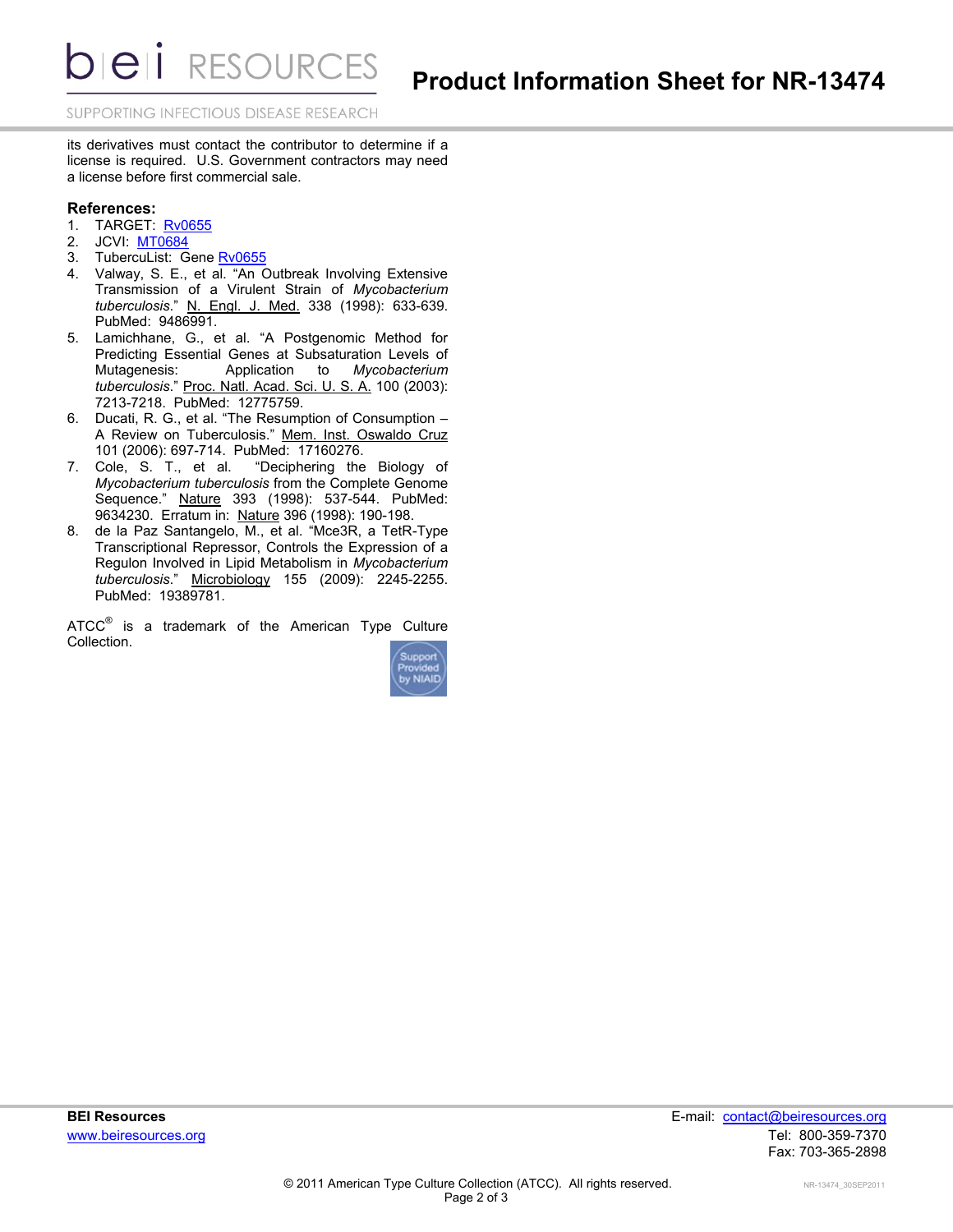its derivatives must contact the contributor to determine if a license is required. U.S. Government contractors may need a license before first commercial sale.

**References:**

1. TARGET: Rv0655
2. JCVI: MT0684
3. TubercuList: Gene Rv0655
4. Valway, S. E., et al. "An Outbreak Involving Extensive Transmission of a Virulent Strain of *Mycobacterium tuberculosis*." N. Engl. J. Med. 338 (1998): 633-639. PubMed: 9486991.
5. Lamichhane, G., et al. "A Postgenomic Method for Predicting Essential Genes at Subsaturation Levels of Mutagenesis: Application to *Mycobacterium tuberculosis*." Proc. Natl. Acad. Sci. U. S. A. 100 (2003): 7213-7218. PubMed: 12775759.
6. Ducati, R. G., et al. "The Resumption of Consumption – A Review on Tuberculosis." Mem. Inst. Oswaldo Cruz 101 (2006): 697-714. PubMed: 17160276.
7. Cole, S. T., et al. "Deciphering the Biology of *Mycobacterium tuberculosis* from the Complete Genome Sequence." Nature 393 (1998): 537-544. PubMed: 9634230. Erratum in: Nature 396 (1998): 190-198.
8. de la Paz Santangelo, M., et al. "Mce3R, a TetR-Type Transcriptional Repressor, Controls the Expression of a Regulon Involved in Lipid Metabolism in *Mycobacterium tuberculosis*." Microbiology 155 (2009): 2245-2255. PubMed: 19389781.

ATCC® is a trademark of the American Type Culture Collection.

**BEI Resources**
www.beiresources.org

E-mail: contact@beiresources.org
Tel: 800-359-7370
Fax: 703-365-2898

© 2011 American Type Culture Collection (ATCC). All rights reserved.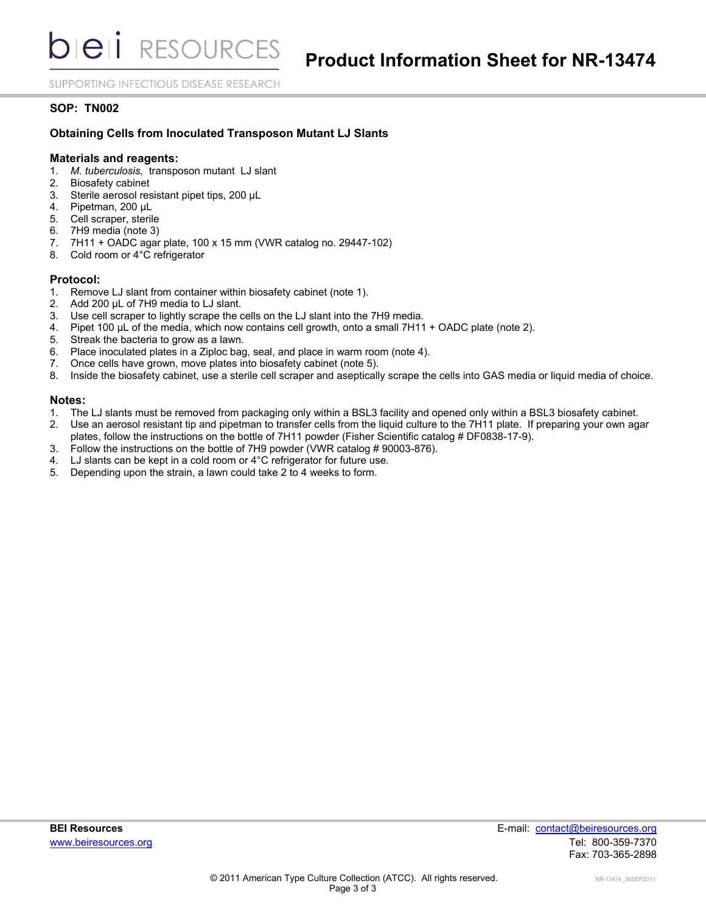# Product Information Sheet for NR-13474

## SOP: TN002

### Obtaining Cells from Inoculated Transposon Mutant LJ Slants

**Materials and reagents:**

1. *M. tuberculosis,* transposon mutant LJ slant
2. Biosafety cabinet
3. Sterile aerosol resistant pipet tips, 200 µL
4. Pipetman, 200 µL
5. Cell scraper, sterile
6. 7H9 media (note 3)
7. 7H11 + OADC agar plate, 100 x 15 mm (VWR catalog no. 29447-102)
8. Cold room or 4°C refrigerator

**Protocol:**

1. Remove LJ slant from container within biosafety cabinet (note 1).
2. Add 200 µL of 7H9 media to LJ slant.
3. Use cell scraper to lightly scrape the cells on the LJ slant into the 7H9 media.
4. Pipet 100 µL of the media, which now contains cell growth, onto a small 7H11 + OADC plate (note 2).
5. Streak the bacteria to grow as a lawn.
6. Place inoculated plates in a Ziploc bag, seal, and place in warm room (note 4).
7. Once cells have grown, move plates into biosafety cabinet (note 5).
8. Inside the biosafety cabinet, use a sterile cell scraper and aseptically scrape the cells into GAS media or liquid media of choice.

**Notes:**

1. The LJ slants must be removed from packaging only within a BSL3 facility and opened only within a BSL3 biosafety cabinet.
2. Use an aerosol resistant tip and pipetman to transfer cells from the liquid culture to the 7H11 plate. If preparing your own agar plates, follow the instructions on the bottle of 7H11 powder (Fisher Scientific catalog # DF0838-17-9).
3. Follow the instructions on the bottle of 7H9 powder (VWR catalog # 90003-876).
4. LJ slants can be kept in a cold room or 4°C refrigerator for future use.
5. Depending upon the strain, a lawn could take 2 to 4 weeks to form.